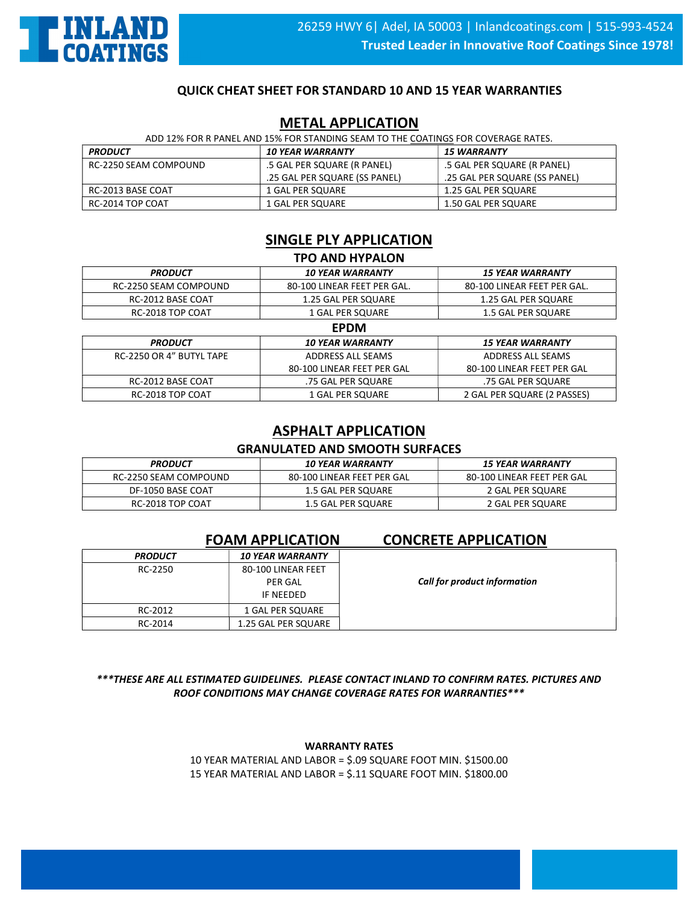# INLAND COATINGS

26259 HWY 6| Adel, IA 50003 | Inlandcoatings.com | 515-993-4524

**Trusted Leader in Innovative Roof Coatings Since 1978!**

## QUICK CHEAT SHEET FOR STANDARD 10 AND 15 YEAR WARRANTIES

## METAL APPLICATION

ADD 12% FOR R PANEL AND 15% FOR STANDING SEAM TO THE COATINGS FOR COVERAGE RATES.

| *PRODUCT* | *10 YEAR WARRANTY* | *15 WARRANTY* |
|---|---|---|
| RC-2250 SEAM COMPOUND | .5 GAL PER SQUARE (R PANEL)<br>.25 GAL PER SQUARE (SS PANEL) | .5 GAL PER SQUARE (R PANEL)<br>.25 GAL PER SQUARE (SS PANEL) |
| RC-2013 BASE COAT | 1 GAL PER SQUARE | 1.25 GAL PER SQUARE |
| RC-2014 TOP COAT | 1 GAL PER SQUARE | 1.50 GAL PER SQUARE |

## SINGLE PLY APPLICATION

### TPO AND HYPALON

| *PRODUCT* | *10 YEAR WARRANTY* | *15 YEAR WARRANTY* |
|---|---|---|
| RC-2250 SEAM COMPOUND | 80-100 LINEAR FEET PER GAL. | 80-100 LINEAR FEET PER GAL. |
| RC-2012 BASE COAT | 1.25 GAL PER SQUARE | 1.25 GAL PER SQUARE |
| RC-2018 TOP COAT | 1 GAL PER SQUARE | 1.5 GAL PER SQUARE |

### EPDM

| *PRODUCT* | *10 YEAR WARRANTY* | *15 YEAR WARRANTY* |
|---|---|---|
| RC-2250 OR 4" BUTYL TAPE | ADDRESS ALL SEAMS<br>80-100 LINEAR FEET PER GAL | ADDRESS ALL SEAMS<br>80-100 LINEAR FEET PER GAL |
| RC-2012 BASE COAT | .75 GAL PER SQUARE | .75 GAL PER SQUARE |
| RC-2018 TOP COAT | 1 GAL PER SQUARE | 2 GAL PER SQUARE (2 PASSES) |

## ASPHALT APPLICATION

### GRANULATED AND SMOOTH SURFACES

| *PRODUCT* | *10 YEAR WARRANTY* | *15 YEAR WARRANTY* |
|---|---|---|
| RC-2250 SEAM COMPOUND | 80-100 LINEAR FEET PER GAL | 80-100 LINEAR FEET PER GAL |
| DF-1050 BASE COAT | 1.5 GAL PER SQUARE | 2 GAL PER SQUARE |
| RC-2018 TOP COAT | 1.5 GAL PER SQUARE | 2 GAL PER SQUARE |

## FOAM APPLICATION

| *PRODUCT* | *10 YEAR WARRANTY* |
|---|---|
| RC-2250 | 80-100 LINEAR FEET PER GAL IF NEEDED |
| RC-2012 | 1 GAL PER SQUARE |
| RC-2014 | 1.25 GAL PER SQUARE |

## CONCRETE APPLICATION

*Call for product information*

***\*\*\*THESE ARE ALL ESTIMATED GUIDELINES. PLEASE CONTACT INLAND TO CONFIRM RATES. PICTURES AND ROOF CONDITIONS MAY CHANGE COVERAGE RATES FOR WARRANTIES\*\*\****

**WARRANTY RATES**

10 YEAR MATERIAL AND LABOR = $.09 SQUARE FOOT MIN. $1500.00

15 YEAR MATERIAL AND LABOR = $.11 SQUARE FOOT MIN. $1800.00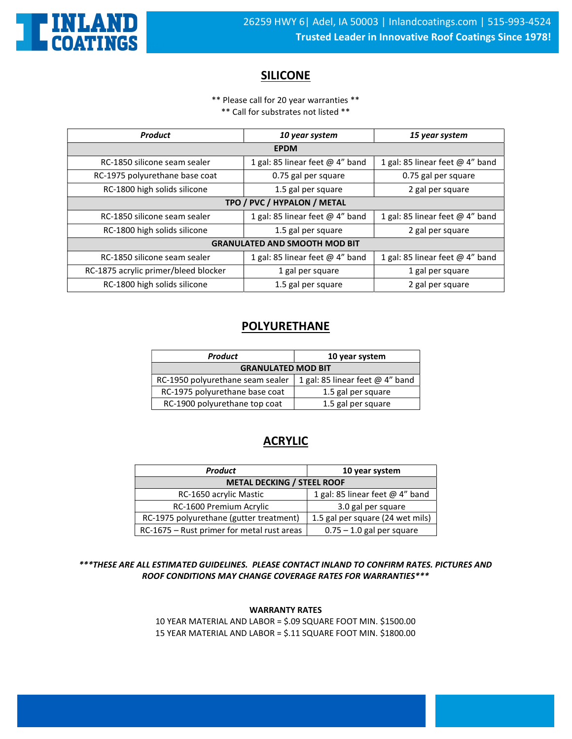## SILICONE

** Please call for 20 year warranties **
** Call for substrates not listed **

| *Product* | *10 year system* | *15 year system* |
|---|---|---|
| **EPDM** | | |
| RC-1850 silicone seam sealer | 1 gal: 85 linear feet @ 4” band | 1 gal: 85 linear feet @ 4” band |
| RC-1975 polyurethane base coat | 0.75 gal per square | 0.75 gal per square |
| RC-1800 high solids silicone | 1.5 gal per square | 2 gal per square |
| **TPO / PVC / HYPALON / METAL** | | |
| RC-1850 silicone seam sealer | 1 gal: 85 linear feet @ 4” band | 1 gal: 85 linear feet @ 4” band |
| RC-1800 high solids silicone | 1.5 gal per square | 2 gal per square |
| **GRANULATED AND SMOOTH MOD BIT** | | |
| RC-1850 silicone seam sealer | 1 gal: 85 linear feet @ 4” band | 1 gal: 85 linear feet @ 4” band |
| RC-1875 acrylic primer/bleed blocker | 1 gal per square | 1 gal per square |
| RC-1800 high solids silicone | 1.5 gal per square | 2 gal per square |

## POLYURETHANE

| *Product* | **10 year system** |
|---|---|
| **GRANULATED MOD BIT** | |
| RC-1950 polyurethane seam sealer | 1 gal: 85 linear feet @ 4” band |
| RC-1975 polyurethane base coat | 1.5 gal per square |
| RC-1900 polyurethane top coat | 1.5 gal per square |

## ACRYLIC

| *Product* | **10 year system** |
|---|---|
| **METAL DECKING / STEEL ROOF** | |
| RC-1650 acrylic Mastic | 1 gal: 85 linear feet @ 4” band |
| RC-1600 Premium Acrylic | 3.0 gal per square |
| RC-1975 polyurethane (gutter treatment) | 1.5 gal per square (24 wet mils) |
| RC-1675 – Rust primer for metal rust areas | 0.75 – 1.0 gal per square |

***\*\*\*THESE ARE ALL ESTIMATED GUIDELINES. PLEASE CONTACT INLAND TO CONFIRM RATES. PICTURES AND ROOF CONDITIONS MAY CHANGE COVERAGE RATES FOR WARRANTIES\*\*\****

**WARRANTY RATES**

10 YEAR MATERIAL AND LABOR = $.09 SQUARE FOOT MIN. $1500.00

15 YEAR MATERIAL AND LABOR = $.11 SQUARE FOOT MIN. $1800.00